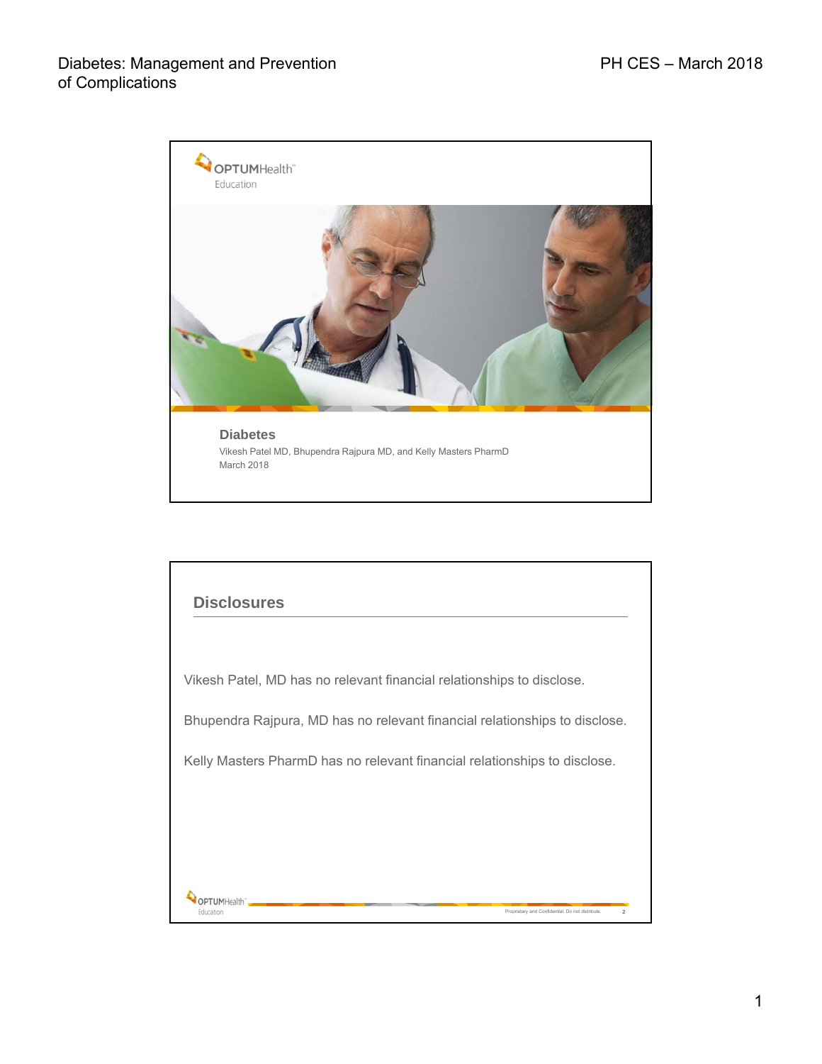Diabetes: Management and Prevention of Complications

PH CES – March 2018

OPTUMHealth™ Education

## Diabetes

Vikesh Patel MD, Bhupendra Rajpura MD, and Kelly Masters PharmD

March 2018

## Disclosures

Vikesh Patel, MD has no relevant financial relationships to disclose.

Bhupendra Rajpura, MD has no relevant financial relationships to disclose.

Kelly Masters PharmD has no relevant financial relationships to disclose.

Proprietary and Confidential. Do not distribute.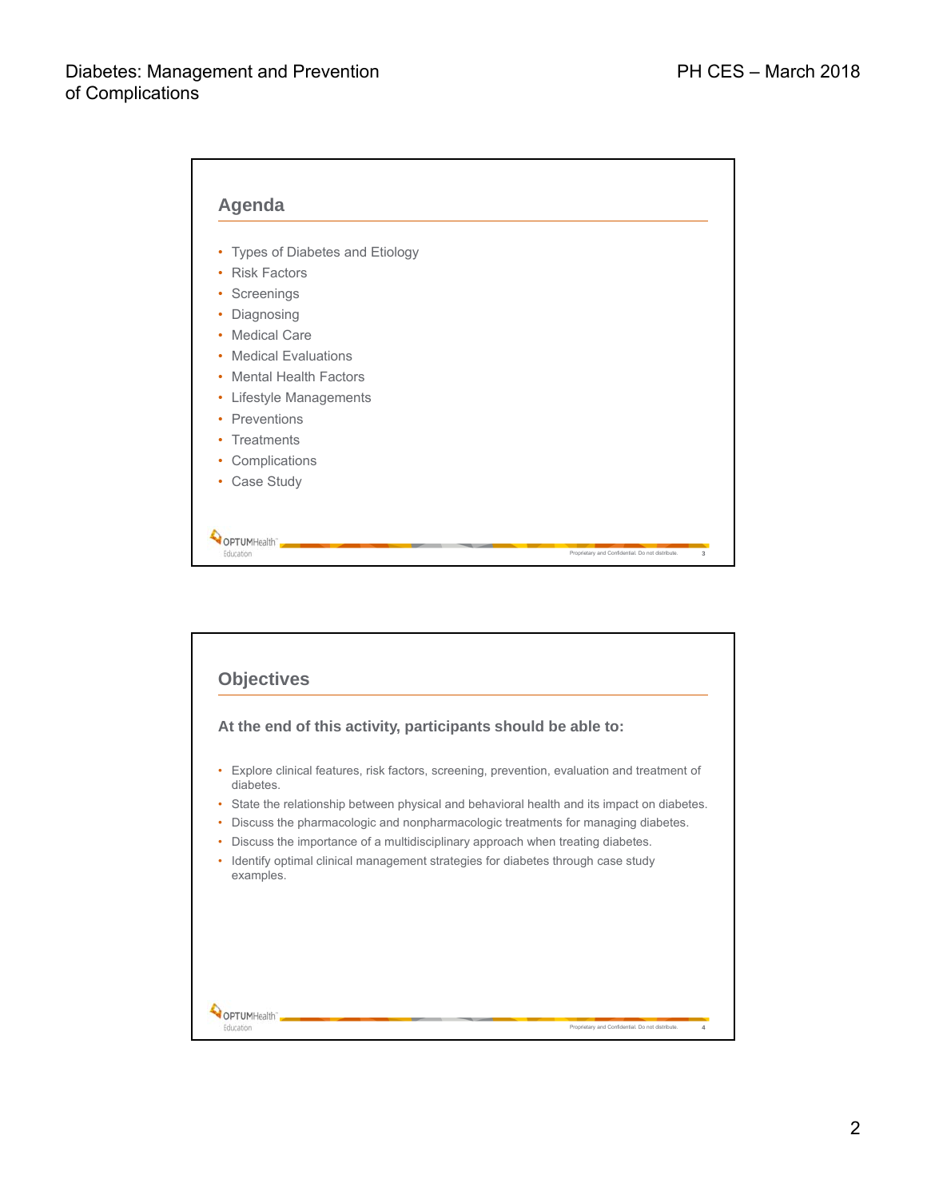## Agenda

- Types of Diabetes and Etiology
- Risk Factors
- Screenings
- Diagnosing
- Medical Care
- Medical Evaluations
- Mental Health Factors
- Lifestyle Managements
- Preventions
- Treatments
- Complications
- Case Study

## Objectives

**At the end of this activity, participants should be able to:**

- Explore clinical features, risk factors, screening, prevention, evaluation and treatment of diabetes.
- State the relationship between physical and behavioral health and its impact on diabetes.
- Discuss the pharmacologic and nonpharmacologic treatments for managing diabetes.
- Discuss the importance of a multidisciplinary approach when treating diabetes.
- Identify optimal clinical management strategies for diabetes through case study examples.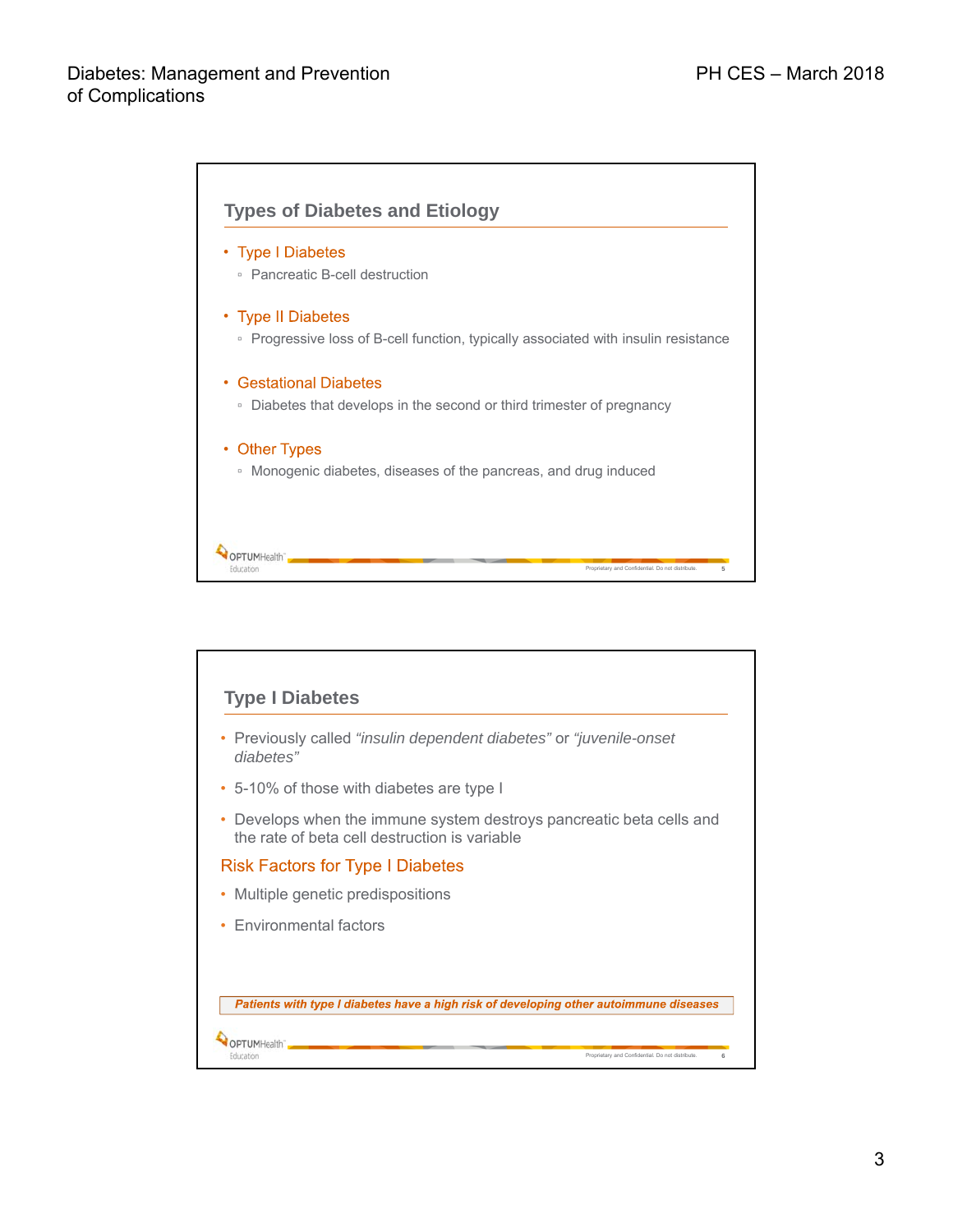## Types of Diabetes and Etiology

- Type I Diabetes
  - Pancreatic B-cell destruction
- Type II Diabetes
  - Progressive loss of B-cell function, typically associated with insulin resistance
- Gestational Diabetes
  - Diabetes that develops in the second or third trimester of pregnancy
- Other Types
  - Monogenic diabetes, diseases of the pancreas, and drug induced

## Type I Diabetes

- Previously called *"insulin dependent diabetes"* or *"juvenile-onset diabetes"*
- 5-10% of those with diabetes are type I
- Develops when the immune system destroys pancreatic beta cells and the rate of beta cell destruction is variable

### Risk Factors for Type I Diabetes

- Multiple genetic predispositions
- Environmental factors

***Patients with type I diabetes have a high risk of developing other autoimmune diseases***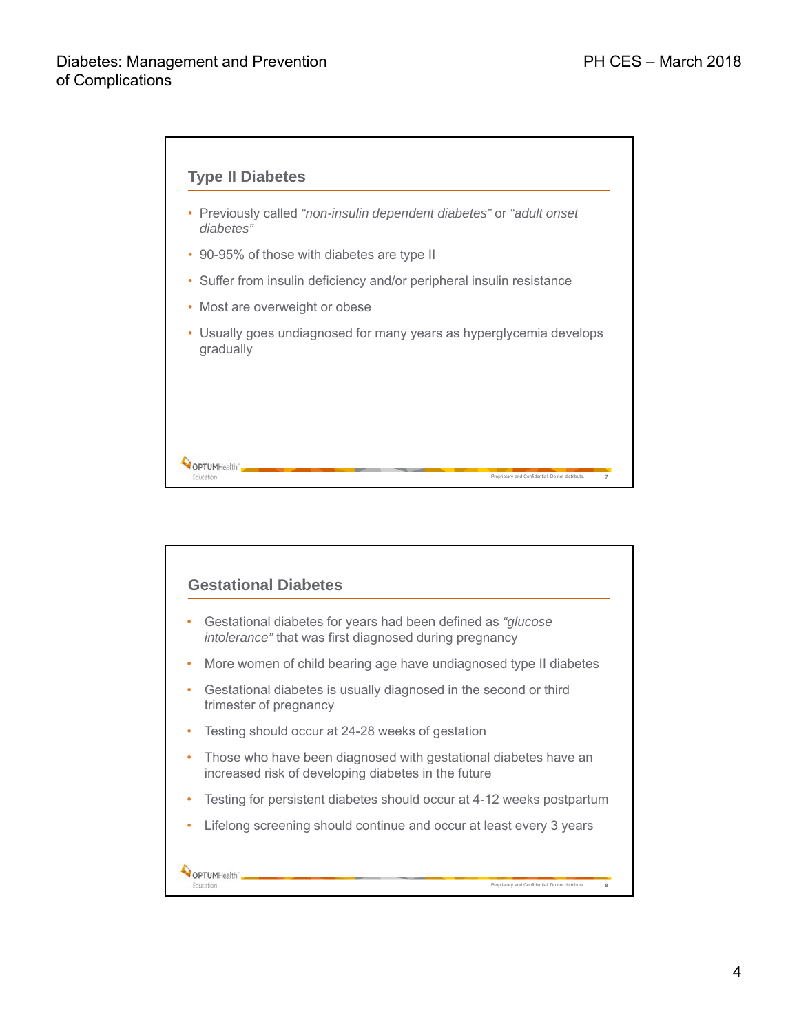## Type II Diabetes

- Previously called *"non-insulin dependent diabetes"* or *"adult onset diabetes"*
- 90-95% of those with diabetes are type II
- Suffer from insulin deficiency and/or peripheral insulin resistance
- Most are overweight or obese
- Usually goes undiagnosed for many years as hyperglycemia develops gradually

## Gestational Diabetes

- Gestational diabetes for years had been defined as *"glucose intolerance"* that was first diagnosed during pregnancy
- More women of child bearing age have undiagnosed type II diabetes
- Gestational diabetes is usually diagnosed in the second or third trimester of pregnancy
- Testing should occur at 24-28 weeks of gestation
- Those who have been diagnosed with gestational diabetes have an increased risk of developing diabetes in the future
- Testing for persistent diabetes should occur at 4-12 weeks postpartum
- Lifelong screening should continue and occur at least every 3 years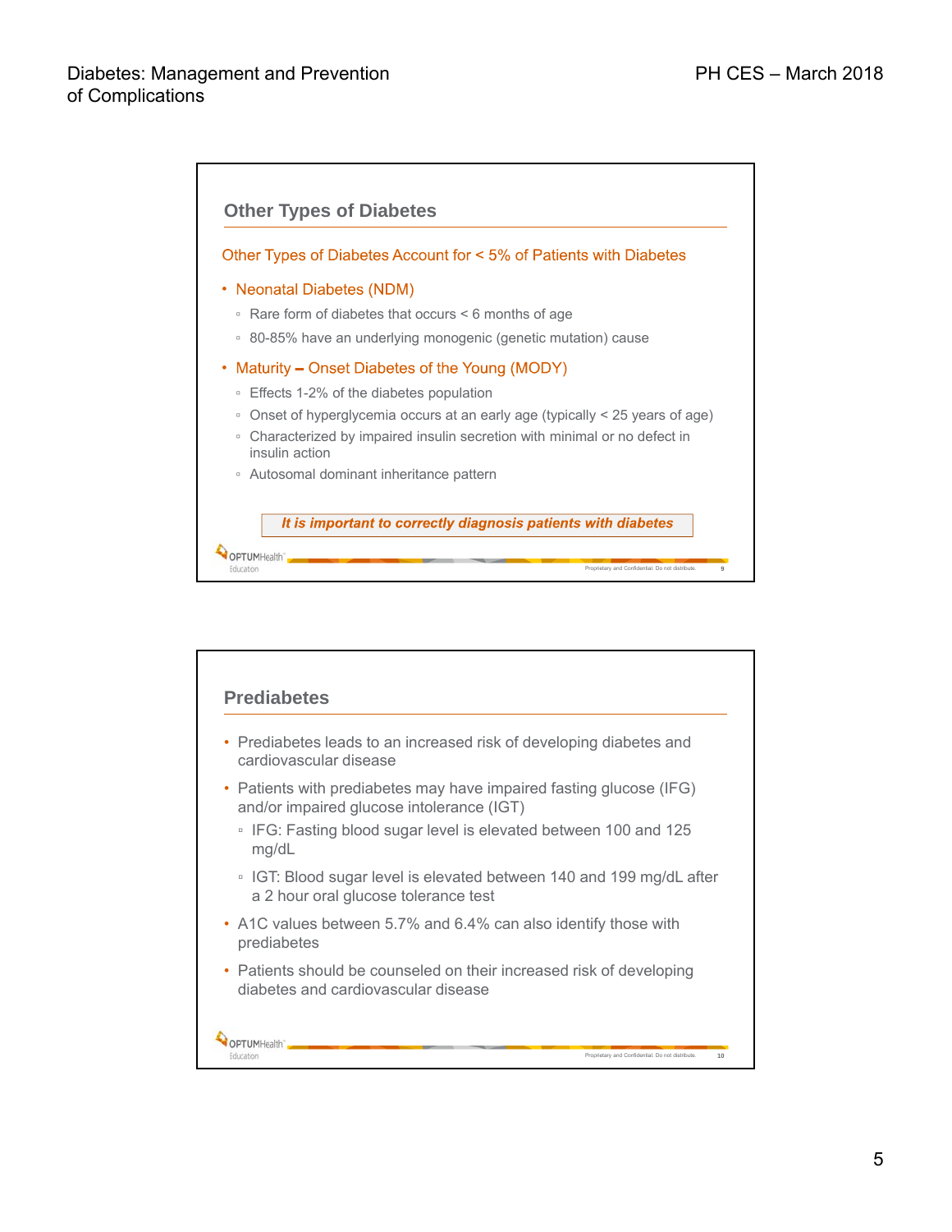## Other Types of Diabetes

Other Types of Diabetes Account for < 5% of Patients with Diabetes

- Neonatal Diabetes (NDM)
  - Rare form of diabetes that occurs < 6 months of age
  - 80-85% have an underlying monogenic (genetic mutation) cause
- Maturity – Onset Diabetes of the Young (MODY)
  - Effects 1-2% of the diabetes population
  - Onset of hyperglycemia occurs at an early age (typically < 25 years of age)
  - Characterized by impaired insulin secretion with minimal or no defect in insulin action
  - Autosomal dominant inheritance pattern

***It is important to correctly diagnosis patients with diabetes***

## Prediabetes

- Prediabetes leads to an increased risk of developing diabetes and cardiovascular disease
- Patients with prediabetes may have impaired fasting glucose (IFG) and/or impaired glucose intolerance (IGT)
  - IFG: Fasting blood sugar level is elevated between 100 and 125 mg/dL
  - IGT: Blood sugar level is elevated between 140 and 199 mg/dL after a 2 hour oral glucose tolerance test
- A1C values between 5.7% and 6.4% can also identify those with prediabetes
- Patients should be counseled on their increased risk of developing diabetes and cardiovascular disease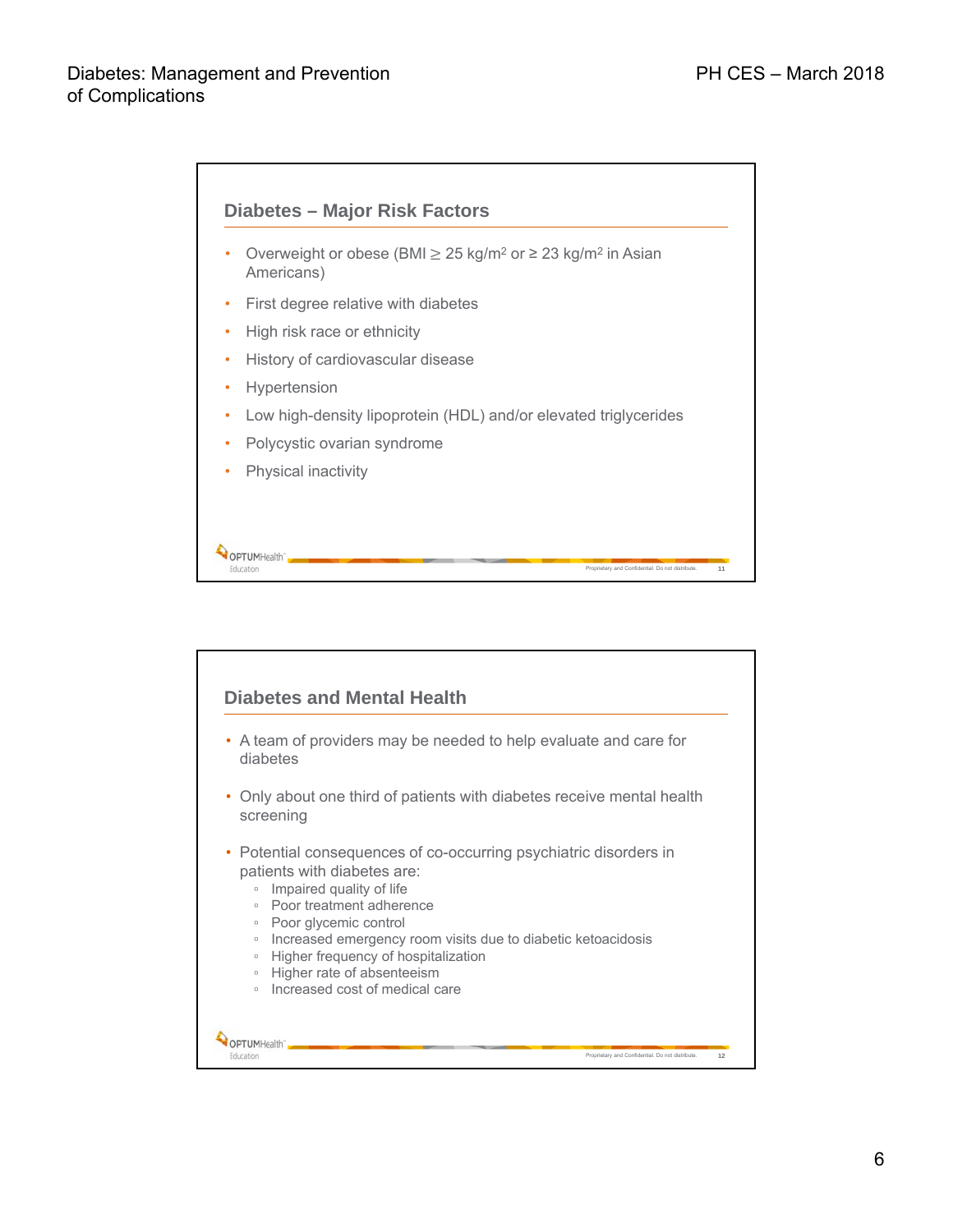## Diabetes – Major Risk Factors

- Overweight or obese (BMI ≥ 25 kg/m² or ≥ 23 kg/m² in Asian Americans)
- First degree relative with diabetes
- High risk race or ethnicity
- History of cardiovascular disease
- Hypertension
- Low high-density lipoprotein (HDL) and/or elevated triglycerides
- Polycystic ovarian syndrome
- Physical inactivity

## Diabetes and Mental Health

- A team of providers may be needed to help evaluate and care for diabetes
- Only about one third of patients with diabetes receive mental health screening
- Potential consequences of co-occurring psychiatric disorders in patients with diabetes are:
  - Impaired quality of life
  - Poor treatment adherence
  - Poor glycemic control
  - Increased emergency room visits due to diabetic ketoacidosis
  - Higher frequency of hospitalization
  - Higher rate of absenteeism
  - Increased cost of medical care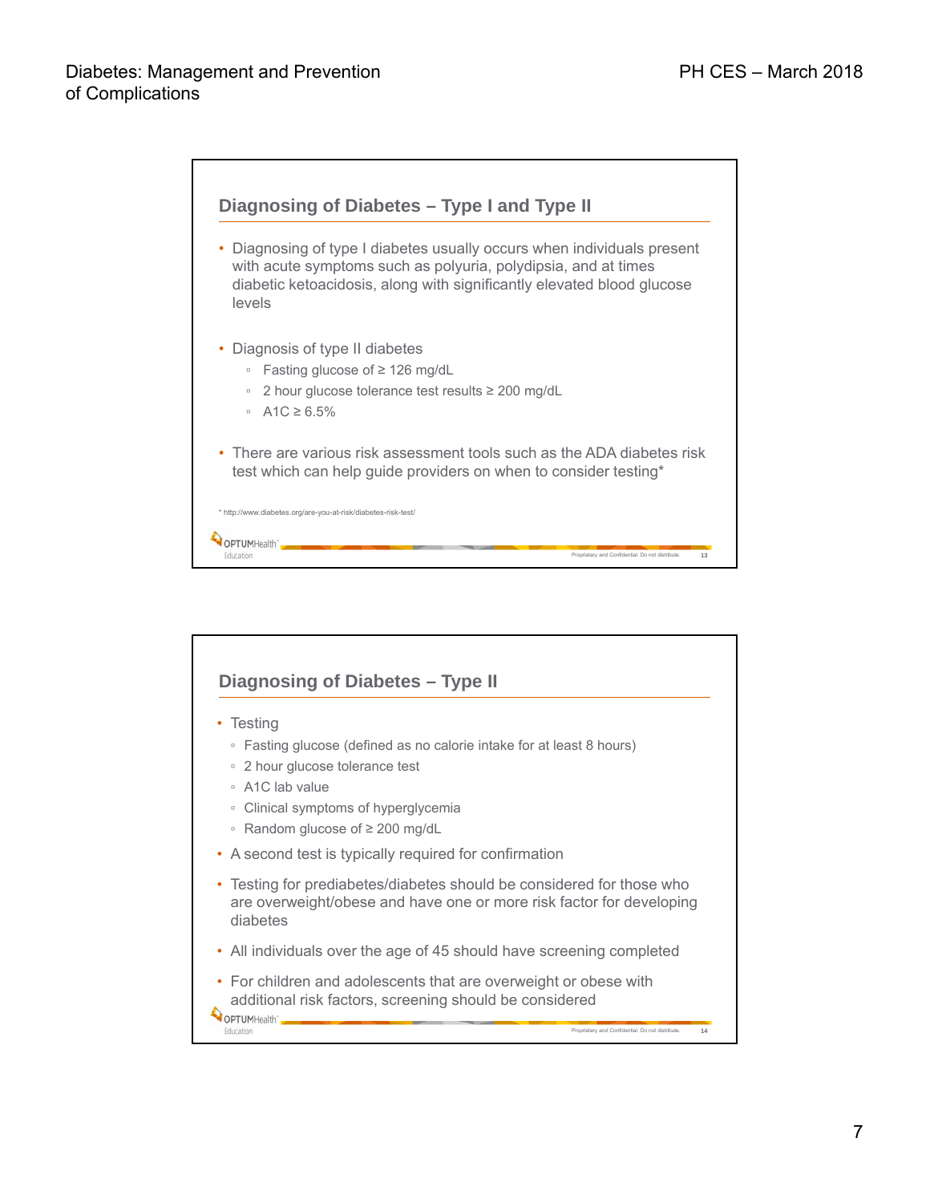## Diagnosing of Diabetes – Type I and Type II

- Diagnosing of type I diabetes usually occurs when individuals present with acute symptoms such as polyuria, polydipsia, and at times diabetic ketoacidosis, along with significantly elevated blood glucose levels
- Diagnosis of type II diabetes
  - Fasting glucose of ≥ 126 mg/dL
  - 2 hour glucose tolerance test results ≥ 200 mg/dL
  - A1C ≥ 6.5%
- There are various risk assessment tools such as the ADA diabetes risk test which can help guide providers on when to consider testing*

* http://www.diabetes.org/are-you-at-risk/diabetes-risk-test/

## Diagnosing of Diabetes – Type II

- Testing
  - Fasting glucose (defined as no calorie intake for at least 8 hours)
  - 2 hour glucose tolerance test
  - A1C lab value
  - Clinical symptoms of hyperglycemia
  - Random glucose of ≥ 200 mg/dL
- A second test is typically required for confirmation
- Testing for prediabetes/diabetes should be considered for those who are overweight/obese and have one or more risk factor for developing diabetes
- All individuals over the age of 45 should have screening completed
- For children and adolescents that are overweight or obese with additional risk factors, screening should be considered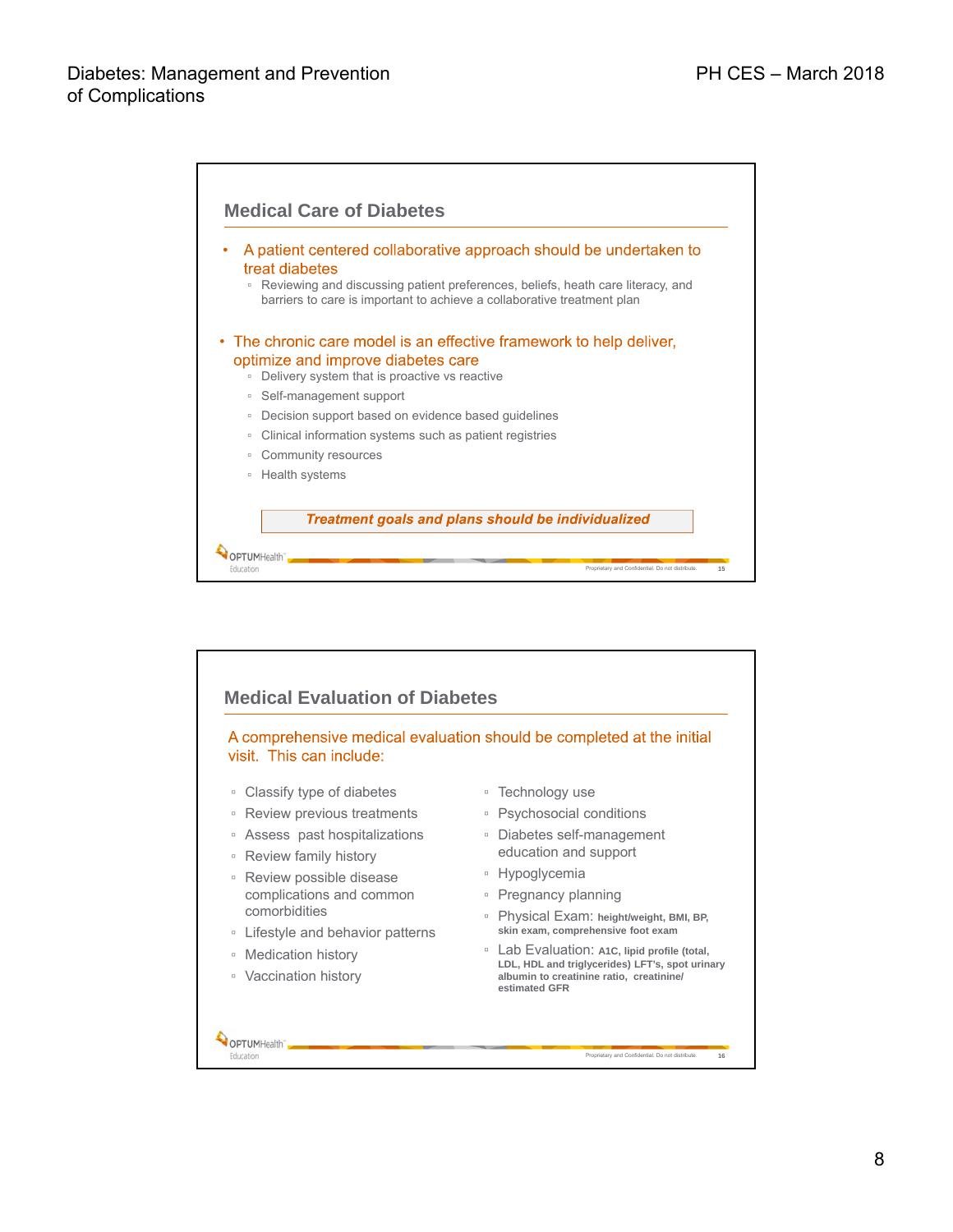## Medical Care of Diabetes

- A patient centered collaborative approach should be undertaken to treat diabetes
  - Reviewing and discussing patient preferences, beliefs, heath care literacy, and barriers to care is important to achieve a collaborative treatment plan
- The chronic care model is an effective framework to help deliver, optimize and improve diabetes care
  - Delivery system that is proactive vs reactive
  - Self-management support
  - Decision support based on evidence based guidelines
  - Clinical information systems such as patient registries
  - Community resources
  - Health systems

***Treatment goals and plans should be individualized***

## Medical Evaluation of Diabetes

A comprehensive medical evaluation should be completed at the initial visit. This can include:

- Classify type of diabetes
- Review previous treatments
- Assess past hospitalizations
- Review family history
- Review possible disease complications and common comorbidities
- Lifestyle and behavior patterns
- Medication history
- Vaccination history
- Technology use
- Psychosocial conditions
- Diabetes self-management education and support
- Hypoglycemia
- Pregnancy planning
- Physical Exam: **height/weight, BMI, BP, skin exam, comprehensive foot exam**
- Lab Evaluation: **A1C, lipid profile (total, LDL, HDL and triglycerides) LFT's, spot urinary albumin to creatinine ratio, creatinine/ estimated GFR**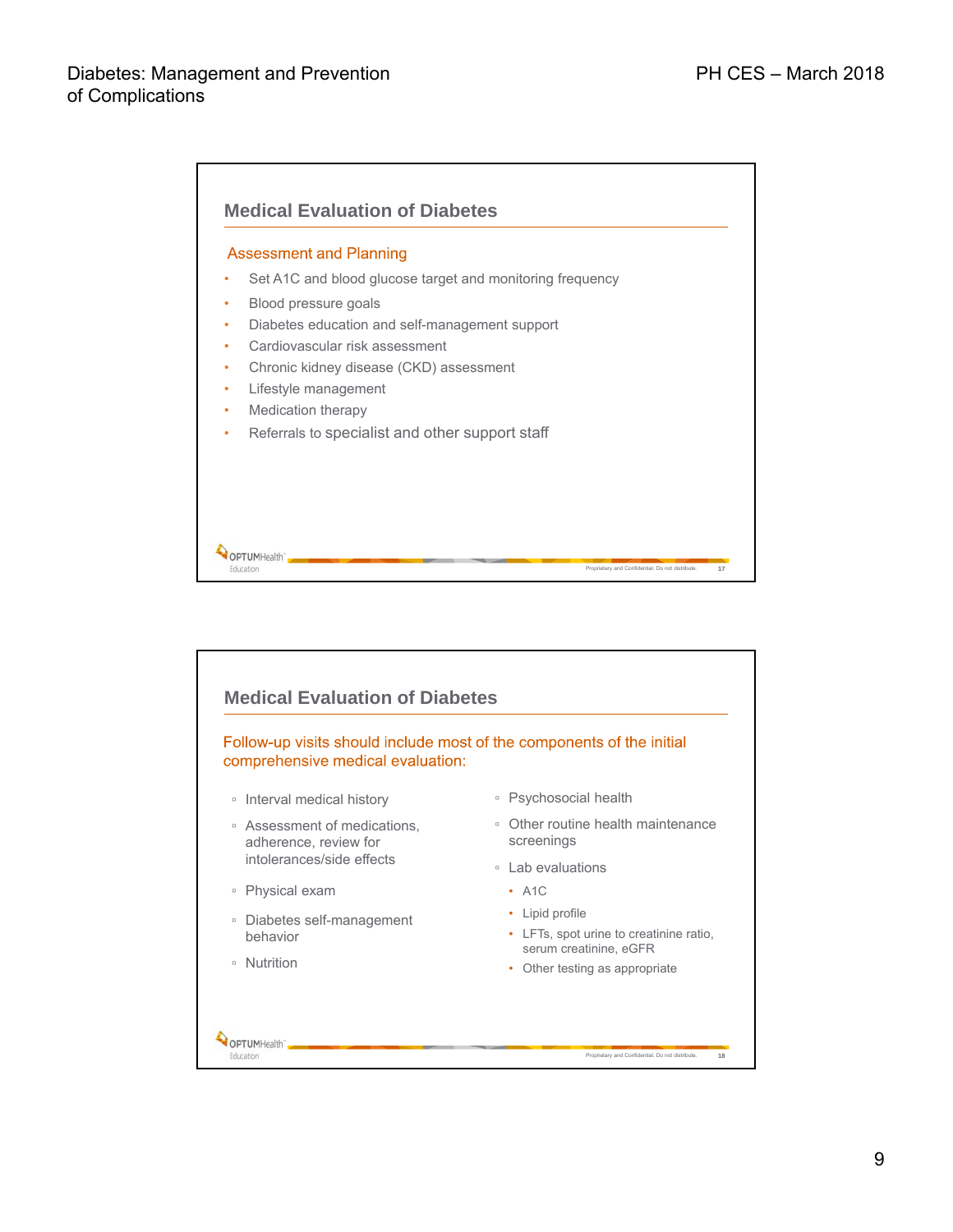## Medical Evaluation of Diabetes

### Assessment and Planning

- Set A1C and blood glucose target and monitoring frequency
- Blood pressure goals
- Diabetes education and self-management support
- Cardiovascular risk assessment
- Chronic kidney disease (CKD) assessment
- Lifestyle management
- Medication therapy
- Referrals to specialist and other support staff

## Medical Evaluation of Diabetes

### Follow-up visits should include most of the components of the initial comprehensive medical evaluation:

- Interval medical history
- Assessment of medications, adherence, review for intolerances/side effects
- Physical exam
- Diabetes self-management behavior
- Nutrition
- Psychosocial health
- Other routine health maintenance screenings
- Lab evaluations
  - A1C
  - Lipid profile
  - LFTs, spot urine to creatinine ratio, serum creatinine, eGFR
  - Other testing as appropriate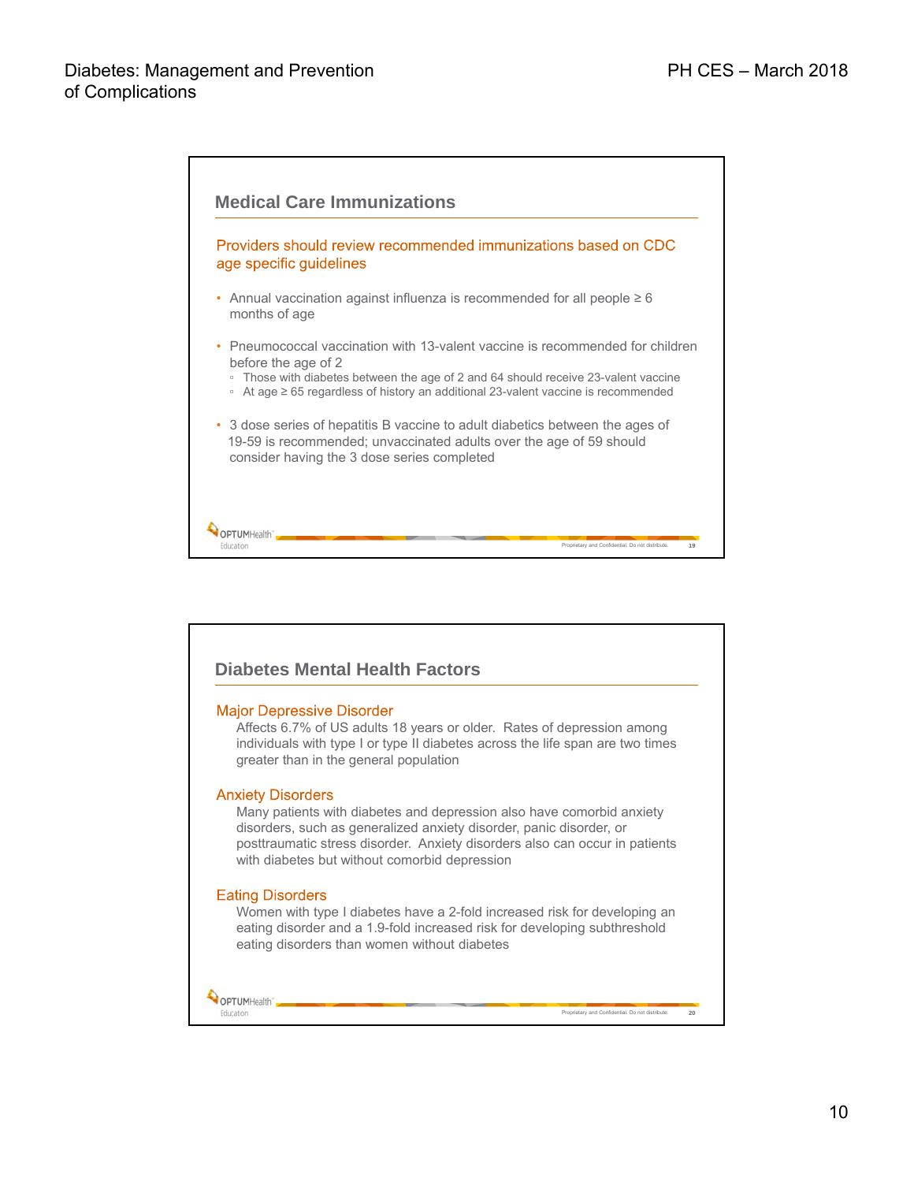## Medical Care Immunizations

Providers should review recommended immunizations based on CDC age specific guidelines

- Annual vaccination against influenza is recommended for all people ≥ 6 months of age
- Pneumococcal vaccination with 13-valent vaccine is recommended for children before the age of 2
  - Those with diabetes between the age of 2 and 64 should receive 23-valent vaccine
  - At age ≥ 65 regardless of history an additional 23-valent vaccine is recommended
- 3 dose series of hepatitis B vaccine to adult diabetics between the ages of 19-59 is recommended; unvaccinated adults over the age of 59 should consider having the 3 dose series completed

## Diabetes Mental Health Factors

### Major Depressive Disorder

Affects 6.7% of US adults 18 years or older. Rates of depression among individuals with type I or type II diabetes across the life span are two times greater than in the general population

### Anxiety Disorders

Many patients with diabetes and depression also have comorbid anxiety disorders, such as generalized anxiety disorder, panic disorder, or posttraumatic stress disorder. Anxiety disorders also can occur in patients with diabetes but without comorbid depression

### Eating Disorders

Women with type I diabetes have a 2-fold increased risk for developing an eating disorder and a 1.9-fold increased risk for developing subthreshold eating disorders than women without diabetes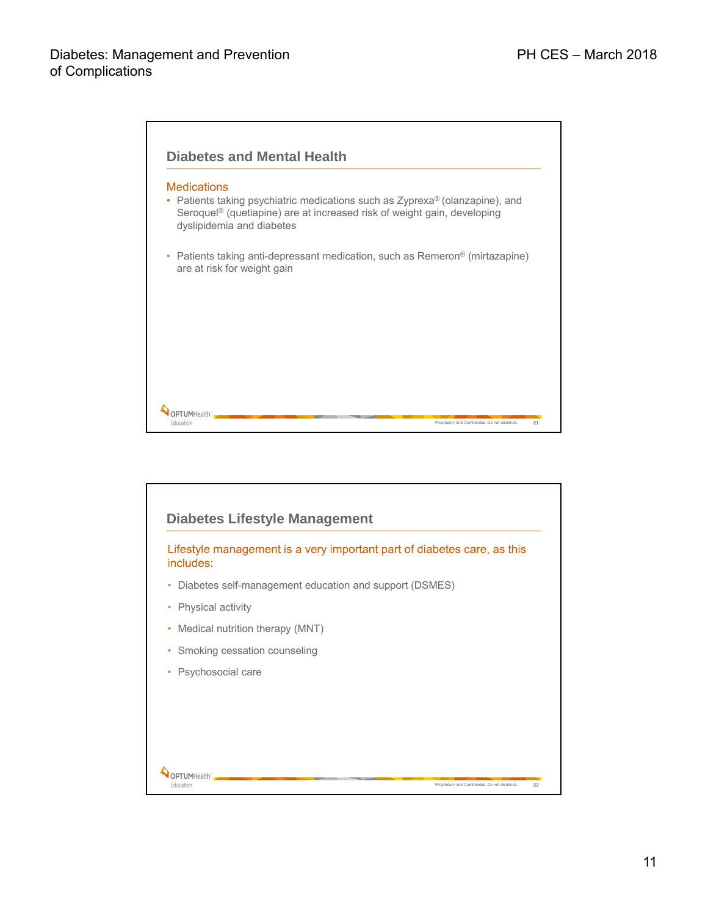## Diabetes and Mental Health

### Medications

- Patients taking psychiatric medications such as Zyprexa® (olanzapine), and Seroquel® (quetiapine) are at increased risk of weight gain, developing dyslipidemia and diabetes
- Patients taking anti-depressant medication, such as Remeron® (mirtazapine) are at risk for weight gain

## Diabetes Lifestyle Management

Lifestyle management is a very important part of diabetes care, as this includes:

- Diabetes self-management education and support (DSMES)
- Physical activity
- Medical nutrition therapy (MNT)
- Smoking cessation counseling
- Psychosocial care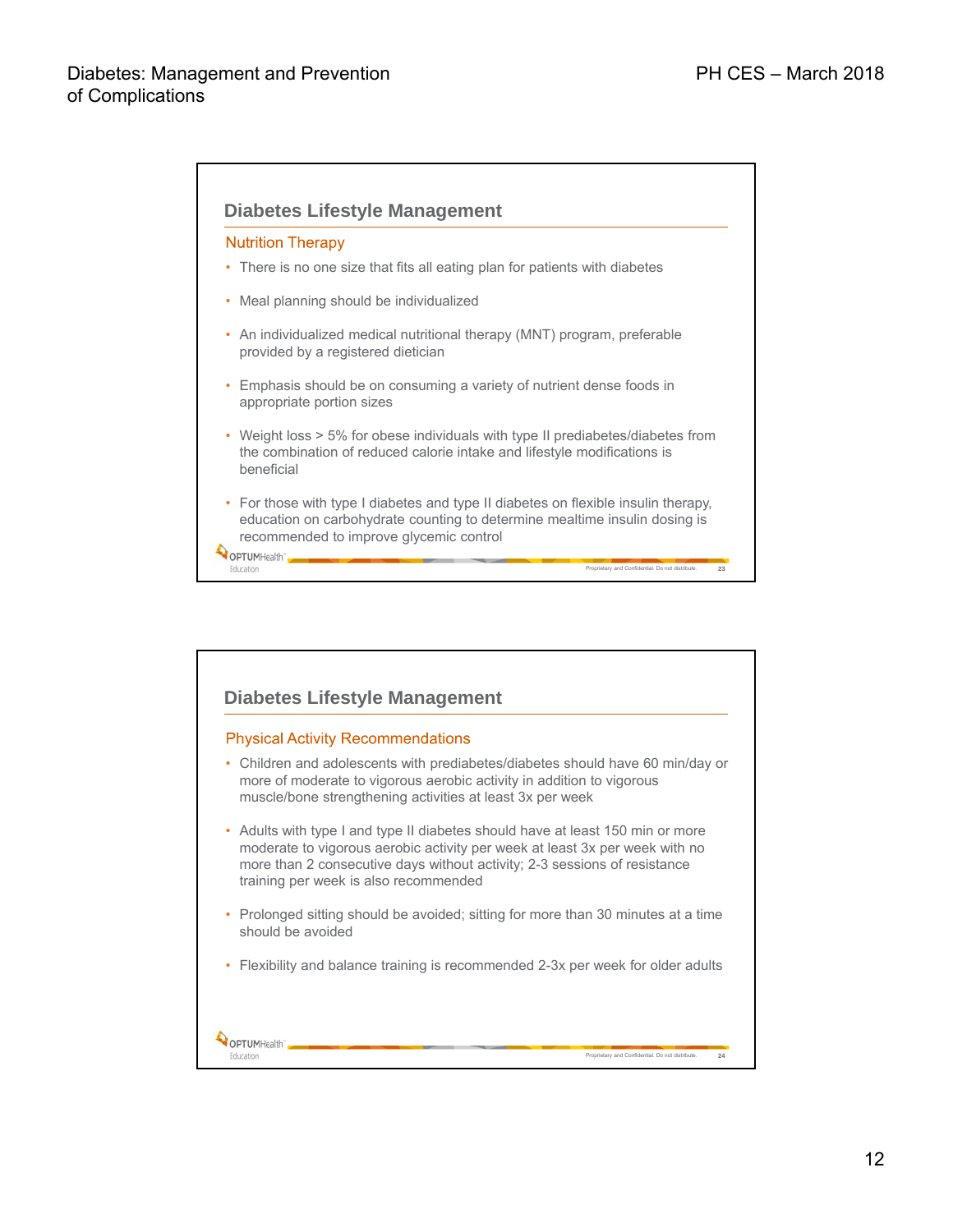## Diabetes Lifestyle Management

### Nutrition Therapy

- There is no one size that fits all eating plan for patients with diabetes
- Meal planning should be individualized
- An individualized medical nutritional therapy (MNT) program, preferable provided by a registered dietician
- Emphasis should be on consuming a variety of nutrient dense foods in appropriate portion sizes
- Weight loss > 5% for obese individuals with type II prediabetes/diabetes from the combination of reduced calorie intake and lifestyle modifications is beneficial
- For those with type I diabetes and type II diabetes on flexible insulin therapy, education on carbohydrate counting to determine mealtime insulin dosing is recommended to improve glycemic control

## Diabetes Lifestyle Management

### Physical Activity Recommendations

- Children and adolescents with prediabetes/diabetes should have 60 min/day or more of moderate to vigorous aerobic activity in addition to vigorous muscle/bone strengthening activities at least 3x per week
- Adults with type I and type II diabetes should have at least 150 min or more moderate to vigorous aerobic activity per week at least 3x per week with no more than 2 consecutive days without activity; 2-3 sessions of resistance training per week is also recommended
- Prolonged sitting should be avoided; sitting for more than 30 minutes at a time should be avoided
- Flexibility and balance training is recommended 2-3x per week for older adults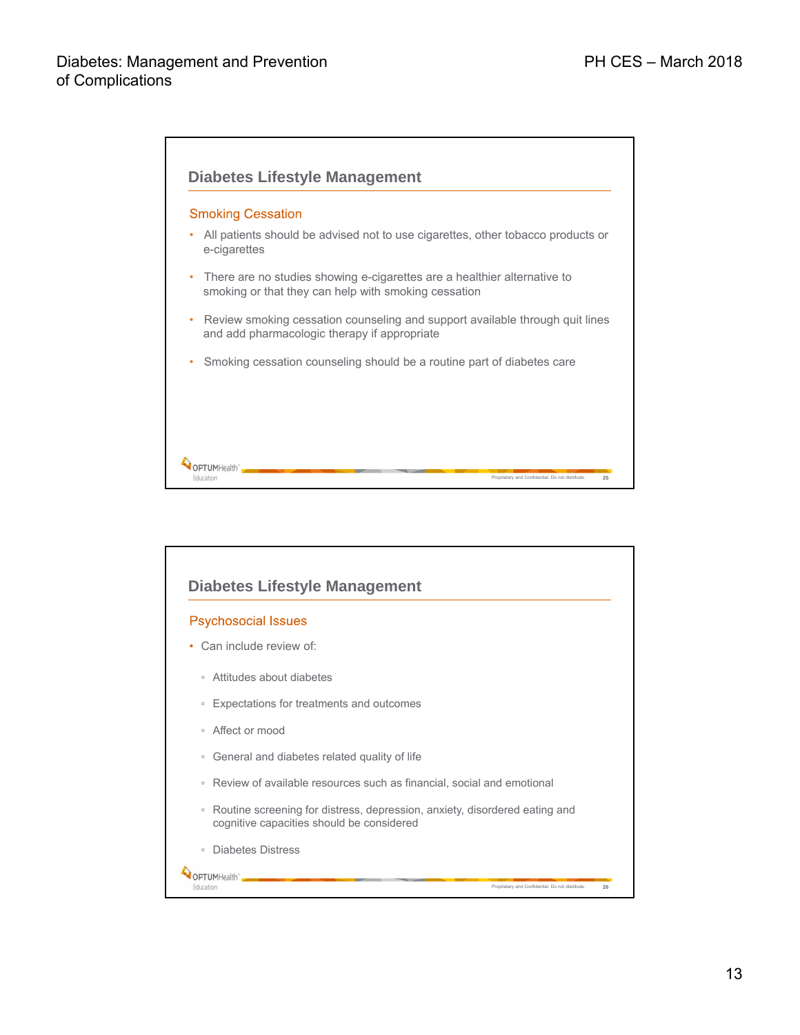## Diabetes Lifestyle Management

### Smoking Cessation

- All patients should be advised not to use cigarettes, other tobacco products or e-cigarettes
- There are no studies showing e-cigarettes are a healthier alternative to smoking or that they can help with smoking cessation
- Review smoking cessation counseling and support available through quit lines and add pharmacologic therapy if appropriate
- Smoking cessation counseling should be a routine part of diabetes care

## Diabetes Lifestyle Management

### Psychosocial Issues

- Can include review of:
  - Attitudes about diabetes
  - Expectations for treatments and outcomes
  - Affect or mood
  - General and diabetes related quality of life
  - Review of available resources such as financial, social and emotional
  - Routine screening for distress, depression, anxiety, disordered eating and cognitive capacities should be considered
  - Diabetes Distress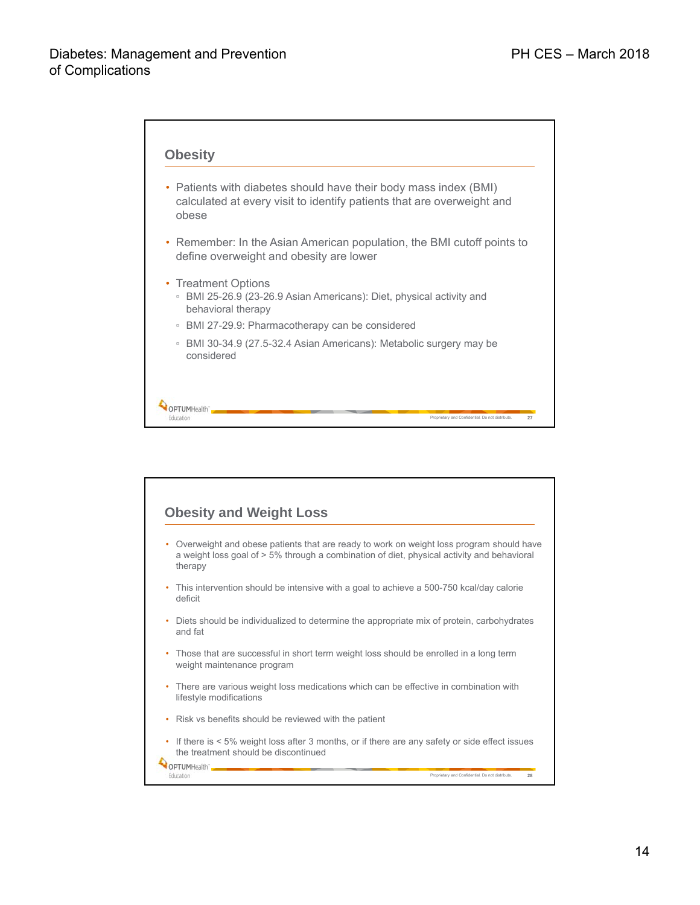## Obesity

- Patients with diabetes should have their body mass index (BMI) calculated at every visit to identify patients that are overweight and obese
- Remember: In the Asian American population, the BMI cutoff points to define overweight and obesity are lower
- Treatment Options
  - BMI 25-26.9 (23-26.9 Asian Americans): Diet, physical activity and behavioral therapy
  - BMI 27-29.9: Pharmacotherapy can be considered
  - BMI 30-34.9 (27.5-32.4 Asian Americans): Metabolic surgery may be considered

## Obesity and Weight Loss

- Overweight and obese patients that are ready to work on weight loss program should have a weight loss goal of > 5% through a combination of diet, physical activity and behavioral therapy
- This intervention should be intensive with a goal to achieve a 500-750 kcal/day calorie deficit
- Diets should be individualized to determine the appropriate mix of protein, carbohydrates and fat
- Those that are successful in short term weight loss should be enrolled in a long term weight maintenance program
- There are various weight loss medications which can be effective in combination with lifestyle modifications
- Risk vs benefits should be reviewed with the patient
- If there is < 5% weight loss after 3 months, or if there are any safety or side effect issues the treatment should be discontinued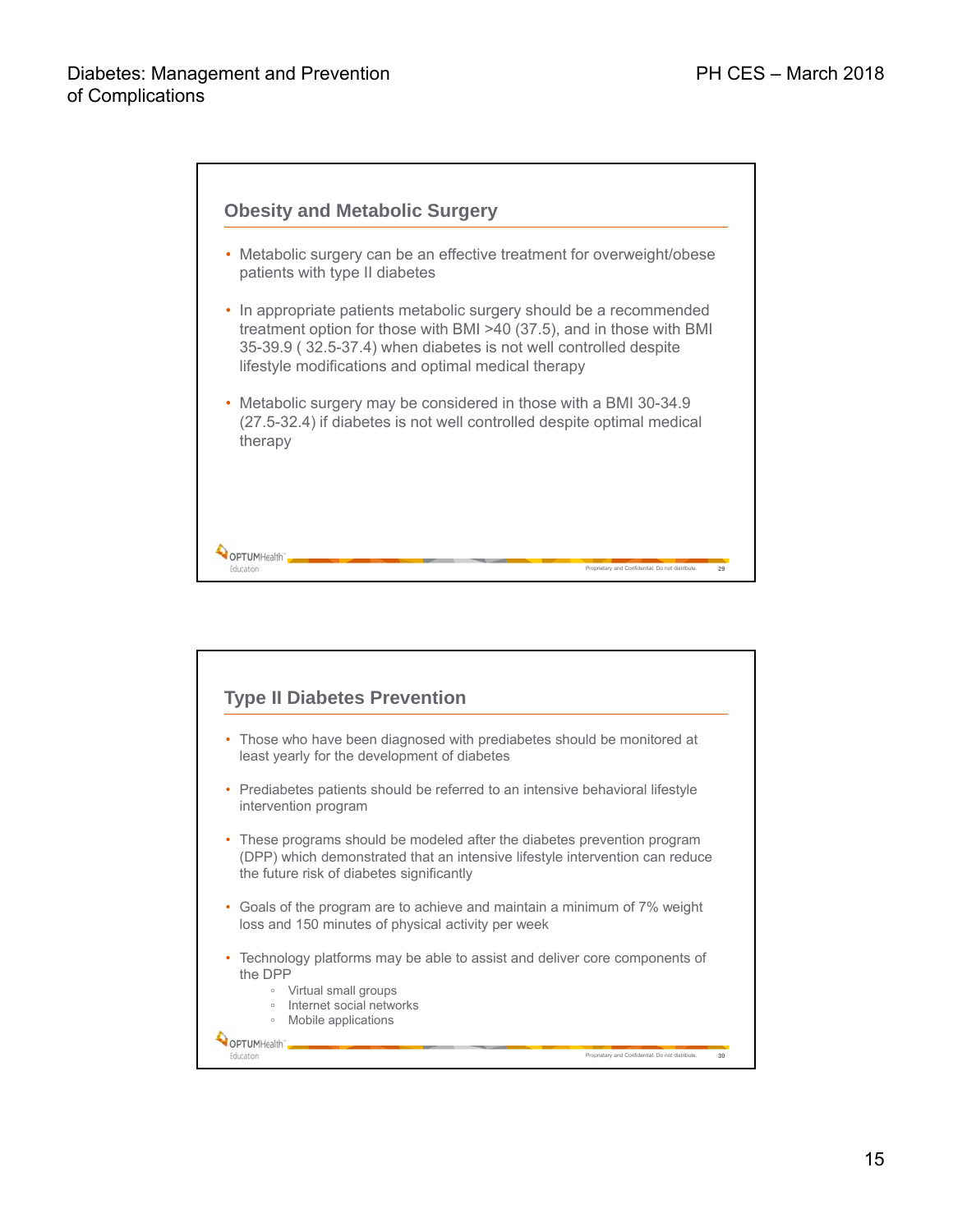## Obesity and Metabolic Surgery

- Metabolic surgery can be an effective treatment for overweight/obese patients with type II diabetes
- In appropriate patients metabolic surgery should be a recommended treatment option for those with BMI >40 (37.5), and in those with BMI 35-39.9 ( 32.5-37.4) when diabetes is not well controlled despite lifestyle modifications and optimal medical therapy
- Metabolic surgery may be considered in those with a BMI 30-34.9 (27.5-32.4) if diabetes is not well controlled despite optimal medical therapy

## Type II Diabetes Prevention

- Those who have been diagnosed with prediabetes should be monitored at least yearly for the development of diabetes
- Prediabetes patients should be referred to an intensive behavioral lifestyle intervention program
- These programs should be modeled after the diabetes prevention program (DPP) which demonstrated that an intensive lifestyle intervention can reduce the future risk of diabetes significantly
- Goals of the program are to achieve and maintain a minimum of 7% weight loss and 150 minutes of physical activity per week
- Technology platforms may be able to assist and deliver core components of the DPP
  - Virtual small groups
  - Internet social networks
  - Mobile applications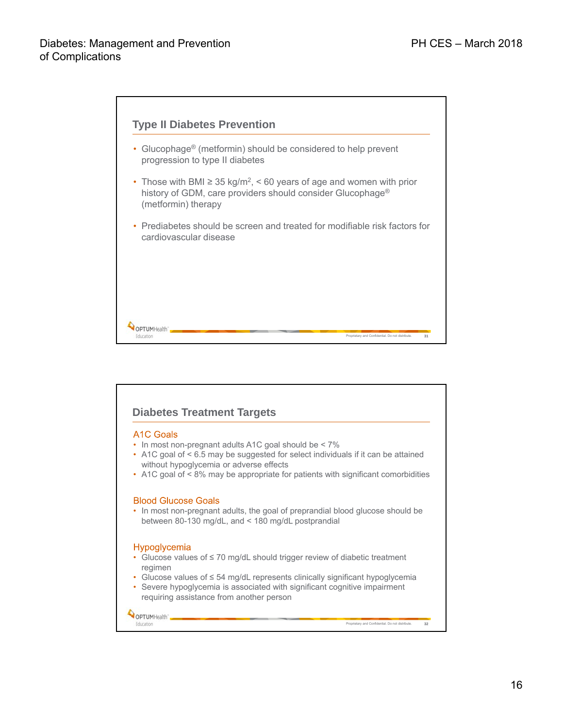## Type II Diabetes Prevention

- Glucophage® (metformin) should be considered to help prevent progression to type II diabetes
- Those with BMI ≥ 35 kg/m$^2$, < 60 years of age and women with prior history of GDM, care providers should consider Glucophage® (metformin) therapy
- Prediabetes should be screen and treated for modifiable risk factors for cardiovascular disease

## Diabetes Treatment Targets

### A1C Goals

- In most non-pregnant adults A1C goal should be < 7%
- A1C goal of < 6.5 may be suggested for select individuals if it can be attained without hypoglycemia or adverse effects
- A1C goal of < 8% may be appropriate for patients with significant comorbidities

### Blood Glucose Goals

- In most non-pregnant adults, the goal of preprandial blood glucose should be between 80-130 mg/dL, and < 180 mg/dL postprandial

### Hypoglycemia

- Glucose values of ≤ 70 mg/dL should trigger review of diabetic treatment regimen
- Glucose values of ≤ 54 mg/dL represents clinically significant hypoglycemia
- Severe hypoglycemia is associated with significant cognitive impairment requiring assistance from another person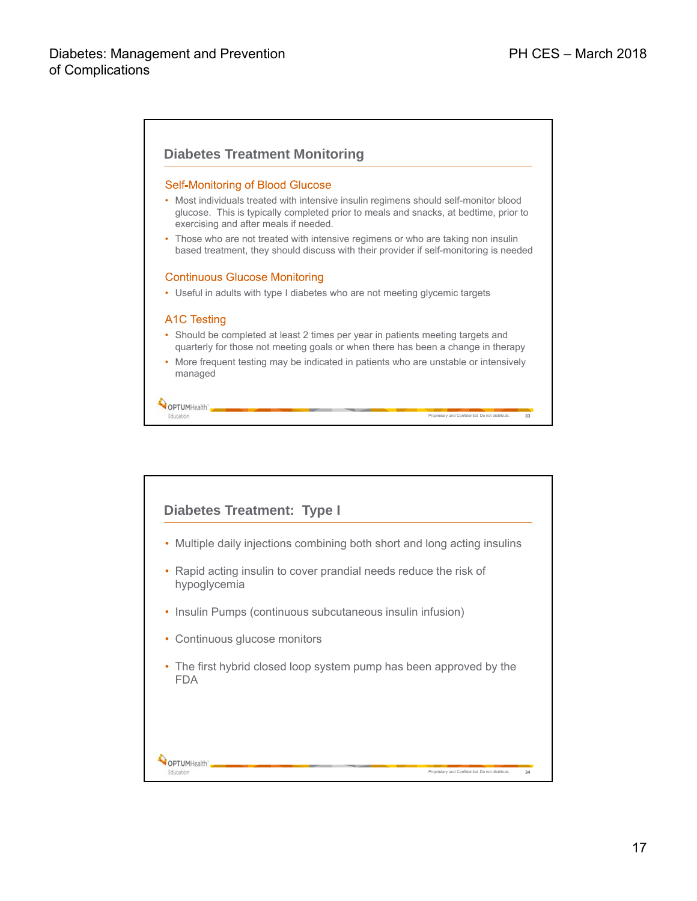## Diabetes Treatment Monitoring

### Self-Monitoring of Blood Glucose

- Most individuals treated with intensive insulin regimens should self-monitor blood glucose. This is typically completed prior to meals and snacks, at bedtime, prior to exercising and after meals if needed.
- Those who are not treated with intensive regimens or who are taking non insulin based treatment, they should discuss with their provider if self-monitoring is needed

### Continuous Glucose Monitoring

- Useful in adults with type I diabetes who are not meeting glycemic targets

### A1C Testing

- Should be completed at least 2 times per year in patients meeting targets and quarterly for those not meeting goals or when there has been a change in therapy
- More frequent testing may be indicated in patients who are unstable or intensively managed

## Diabetes Treatment: Type I

- Multiple daily injections combining both short and long acting insulins
- Rapid acting insulin to cover prandial needs reduce the risk of hypoglycemia
- Insulin Pumps (continuous subcutaneous insulin infusion)
- Continuous glucose monitors
- The first hybrid closed loop system pump has been approved by the FDA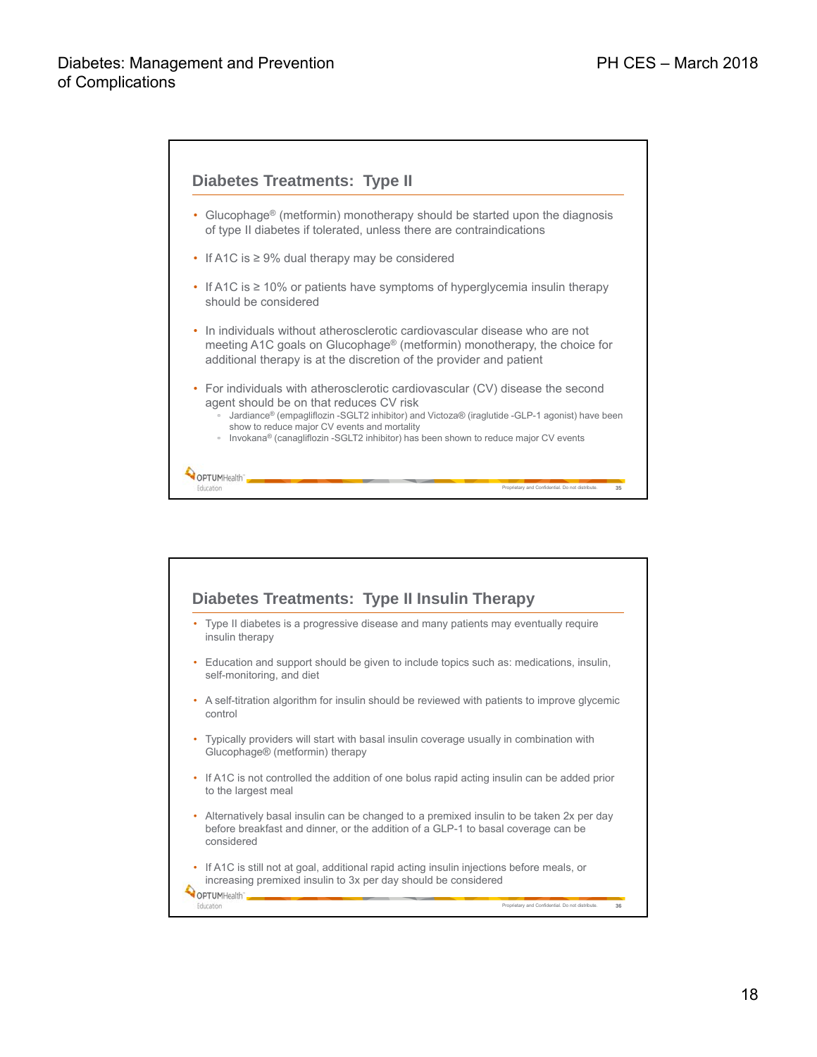## Diabetes Treatments: Type II

- Glucophage® (metformin) monotherapy should be started upon the diagnosis of type II diabetes if tolerated, unless there are contraindications
- If A1C is ≥ 9% dual therapy may be considered
- If A1C is ≥ 10% or patients have symptoms of hyperglycemia insulin therapy should be considered
- In individuals without atherosclerotic cardiovascular disease who are not meeting A1C goals on Glucophage® (metformin) monotherapy, the choice for additional therapy is at the discretion of the provider and patient
- For individuals with atherosclerotic cardiovascular (CV) disease the second agent should be on that reduces CV risk
  - Jardiance® (empagliflozin -SGLT2 inhibitor) and Victoza® (iraglutide -GLP-1 agonist) have been show to reduce major CV events and mortality
  - Invokana® (canagliflozin -SGLT2 inhibitor) has been shown to reduce major CV events

## Diabetes Treatments: Type II Insulin Therapy

- Type II diabetes is a progressive disease and many patients may eventually require insulin therapy
- Education and support should be given to include topics such as: medications, insulin, self-monitoring, and diet
- A self-titration algorithm for insulin should be reviewed with patients to improve glycemic control
- Typically providers will start with basal insulin coverage usually in combination with Glucophage® (metformin) therapy
- If A1C is not controlled the addition of one bolus rapid acting insulin can be added prior to the largest meal
- Alternatively basal insulin can be changed to a premixed insulin to be taken 2x per day before breakfast and dinner, or the addition of a GLP-1 to basal coverage can be considered
- If A1C is still not at goal, additional rapid acting insulin injections before meals, or increasing premixed insulin to 3x per day should be considered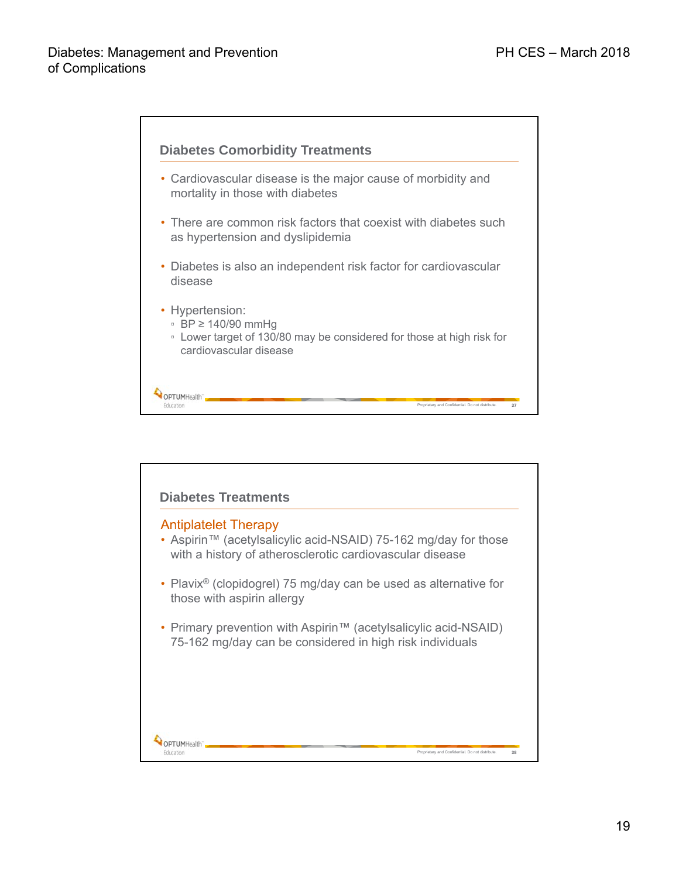## Diabetes Comorbidity Treatments

- Cardiovascular disease is the major cause of morbidity and mortality in those with diabetes
- There are common risk factors that coexist with diabetes such as hypertension and dyslipidemia
- Diabetes is also an independent risk factor for cardiovascular disease
- Hypertension:
  - BP ≥ 140/90 mmHg
  - Lower target of 130/80 may be considered for those at high risk for cardiovascular disease

## Diabetes Treatments

### Antiplatelet Therapy

- Aspirin™ (acetylsalicylic acid-NSAID) 75-162 mg/day for those with a history of atherosclerotic cardiovascular disease
- Plavix® (clopidogrel) 75 mg/day can be used as alternative for those with aspirin allergy
- Primary prevention with Aspirin™ (acetylsalicylic acid-NSAID) 75-162 mg/day can be considered in high risk individuals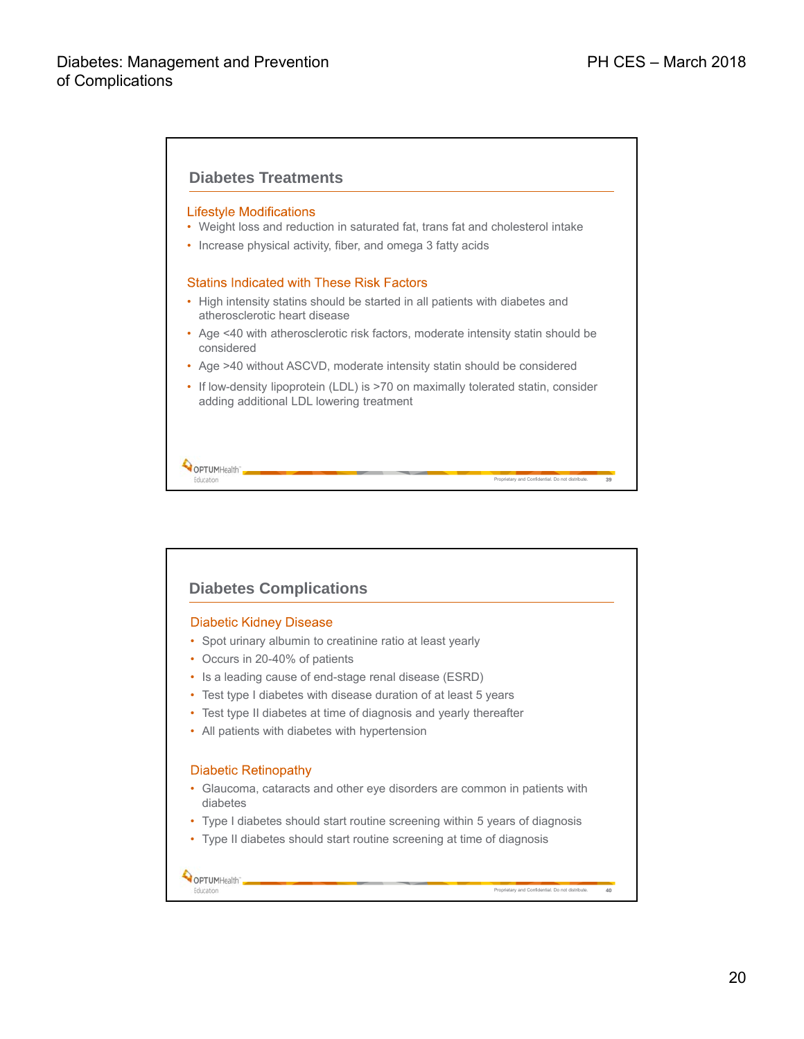## Diabetes Treatments

### Lifestyle Modifications

- Weight loss and reduction in saturated fat, trans fat and cholesterol intake
- Increase physical activity, fiber, and omega 3 fatty acids

### Statins Indicated with These Risk Factors

- High intensity statins should be started in all patients with diabetes and atherosclerotic heart disease
- Age <40 with atherosclerotic risk factors, moderate intensity statin should be considered
- Age >40 without ASCVD, moderate intensity statin should be considered
- If low-density lipoprotein (LDL) is >70 on maximally tolerated statin, consider adding additional LDL lowering treatment

## Diabetes Complications

### Diabetic Kidney Disease

- Spot urinary albumin to creatinine ratio at least yearly
- Occurs in 20-40% of patients
- Is a leading cause of end-stage renal disease (ESRD)
- Test type I diabetes with disease duration of at least 5 years
- Test type II diabetes at time of diagnosis and yearly thereafter
- All patients with diabetes with hypertension

### Diabetic Retinopathy

- Glaucoma, cataracts and other eye disorders are common in patients with diabetes
- Type I diabetes should start routine screening within 5 years of diagnosis
- Type II diabetes should start routine screening at time of diagnosis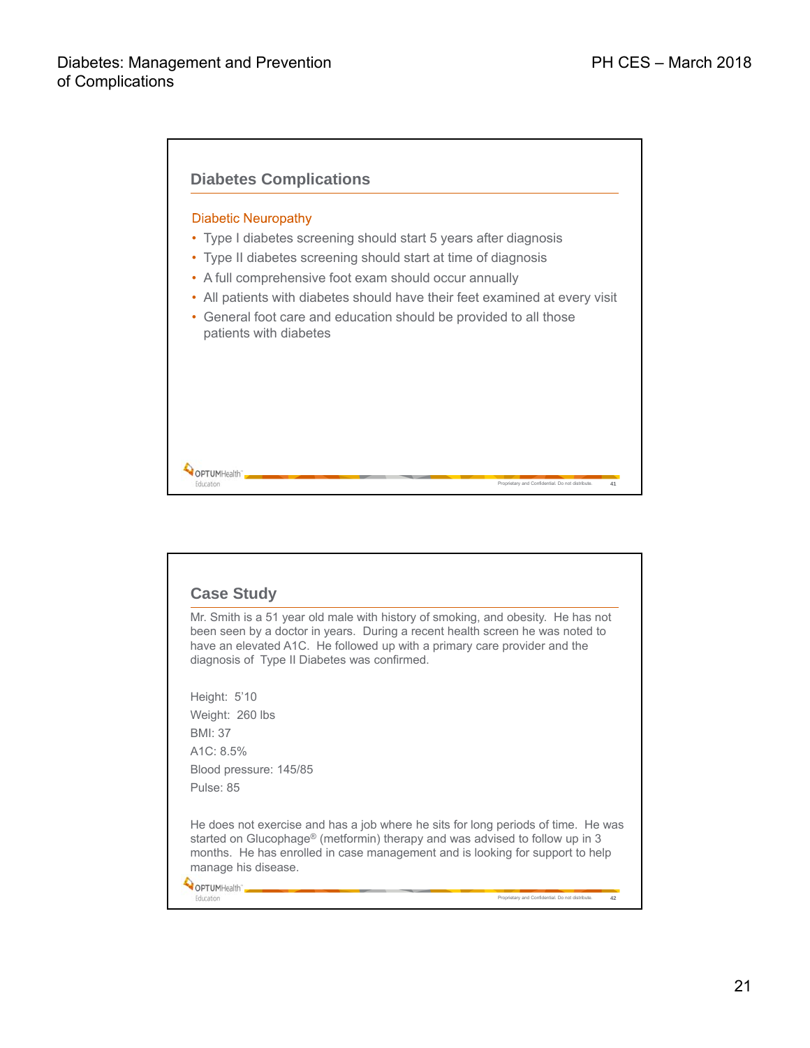## Diabetes Complications

### Diabetic Neuropathy

- Type I diabetes screening should start 5 years after diagnosis
- Type II diabetes screening should start at time of diagnosis
- A full comprehensive foot exam should occur annually
- All patients with diabetes should have their feet examined at every visit
- General foot care and education should be provided to all those patients with diabetes

## Case Study

Mr. Smith is a 51 year old male with history of smoking, and obesity. He has not been seen by a doctor in years. During a recent health screen he was noted to have an elevated A1C. He followed up with a primary care provider and the diagnosis of Type II Diabetes was confirmed.

Height: 5'10

Weight: 260 lbs

BMI: 37

A1C: 8.5%

Blood pressure: 145/85

Pulse: 85

He does not exercise and has a job where he sits for long periods of time. He was started on Glucophage® (metformin) therapy and was advised to follow up in 3 months. He has enrolled in case management and is looking for support to help manage his disease.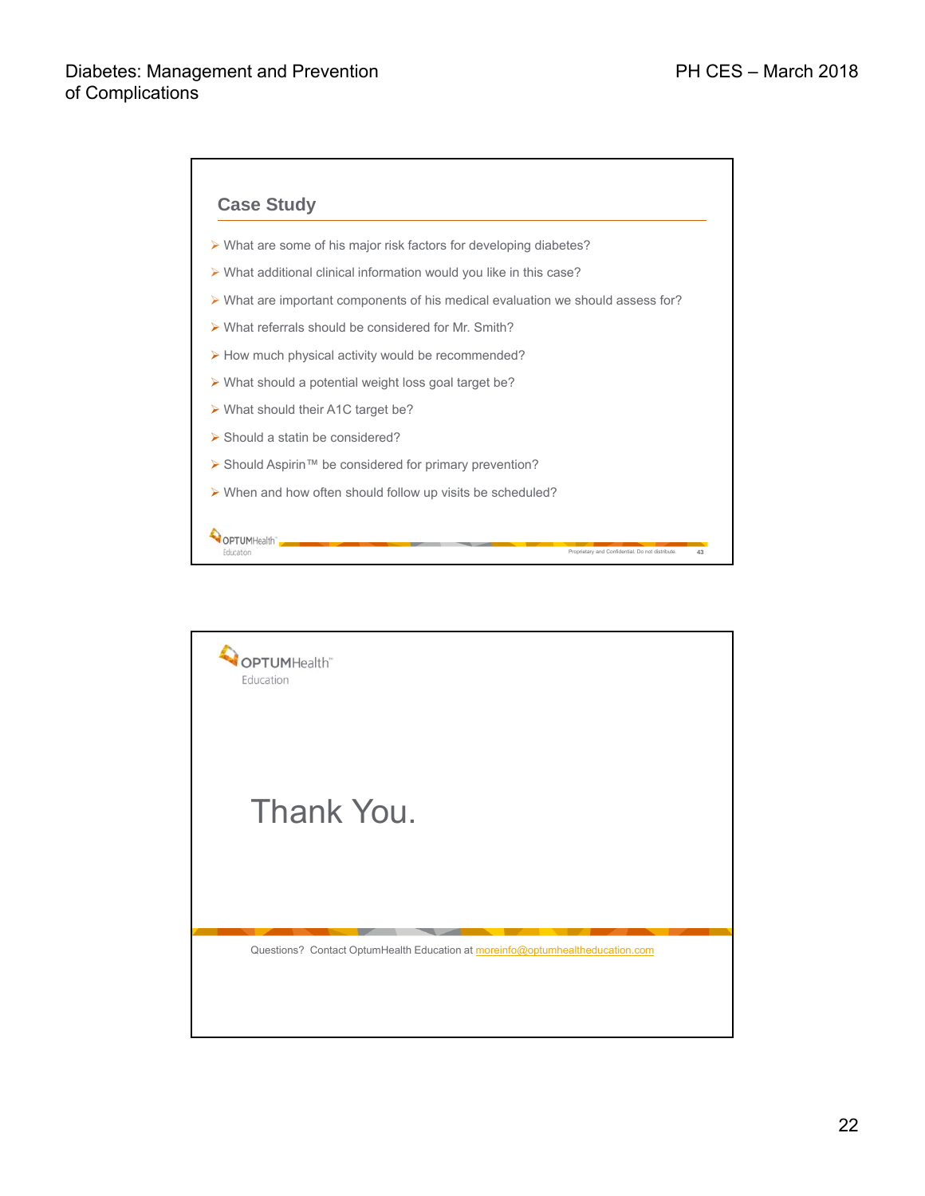## Case Study

- What are some of his major risk factors for developing diabetes?
- What additional clinical information would you like in this case?
- What are important components of his medical evaluation we should assess for?
- What referrals should be considered for Mr. Smith?
- How much physical activity would be recommended?
- What should a potential weight loss goal target be?
- What should their A1C target be?
- Should a statin be considered?
- Should Aspirin™ be considered for primary prevention?
- When and how often should follow up visits be scheduled?

OPTUMHealth Education

Proprietary and Confidential. Do not distribute.

OPTUMHealth™ Education

Thank You.

Questions? Contact OptumHealth Education at moreinfo@optumhealtheducation.com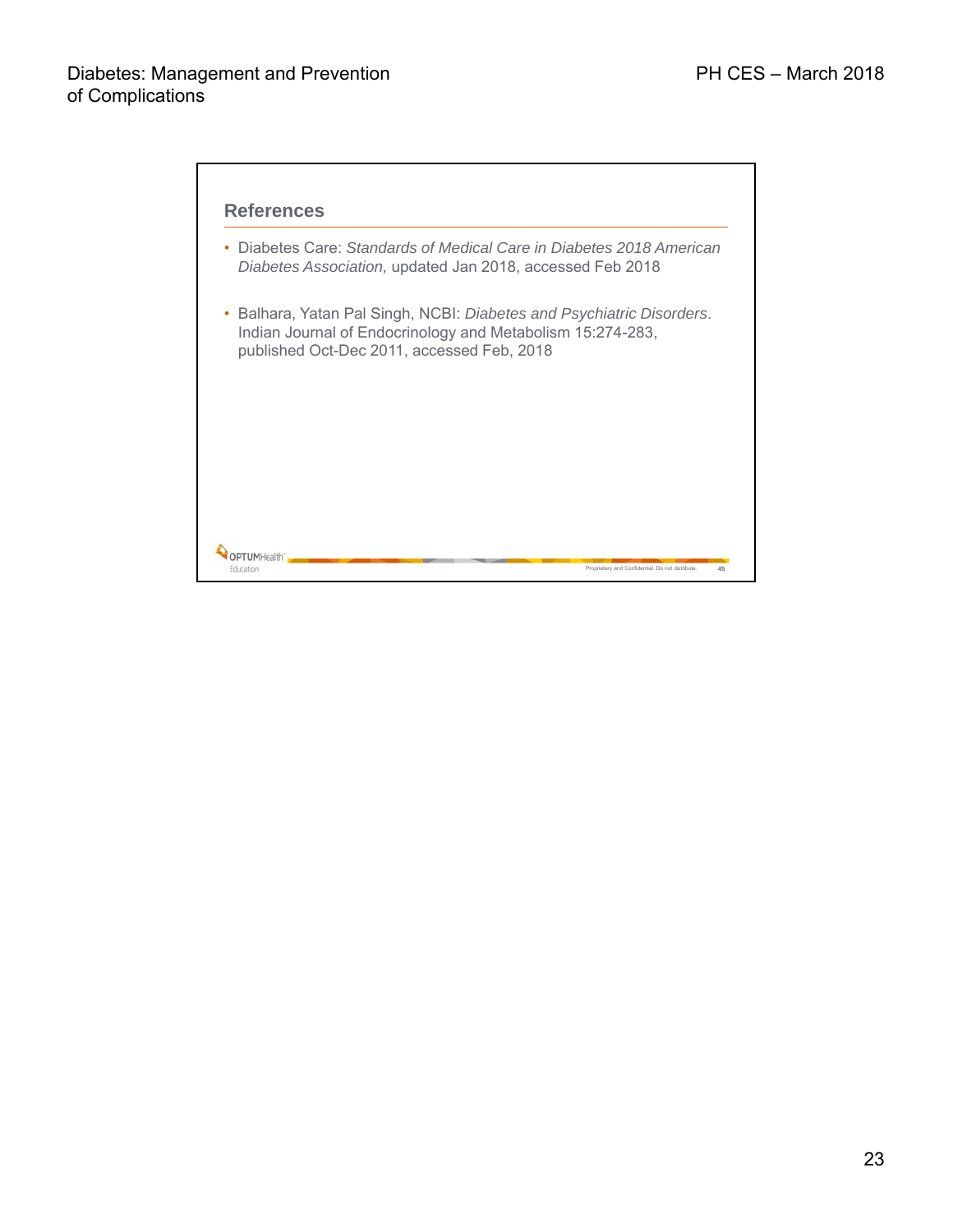## References

- Diabetes Care: *Standards of Medical Care in Diabetes 2018 American Diabetes Association,* updated Jan 2018, accessed Feb 2018
- Balhara, Yatan Pal Singh, NCBI: *Diabetes and Psychiatric Disorders*. Indian Journal of Endocrinology and Metabolism 15:274-283, published Oct-Dec 2011, accessed Feb, 2018